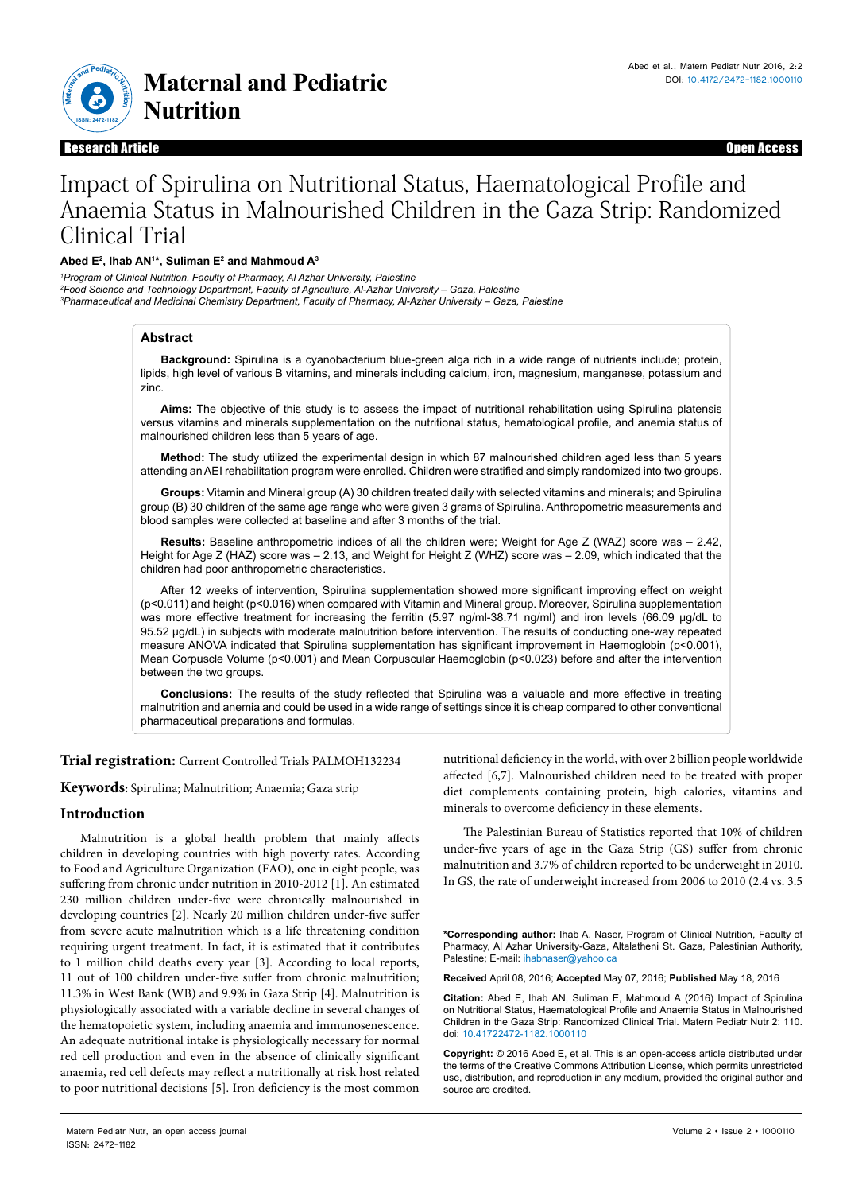Research Article | Open Access

# Impact of Spirulina on Nutritional Status, Haematological Profile and Anaemia Status in Malnourished Children in the Gaza Strip: Randomized Clinical Trial

**Abed E[2], Ihab AN[1]*, Suliman E[2] and Mahmoud A[3]**

*[1]Program of Clinical Nutrition, Faculty of Pharmacy, Al Azhar University, Palestine*
*[2]Food Science and Technology Department, Faculty of Agriculture, Al-Azhar University – Gaza, Palestine*
*[3]Pharmaceutical and Medicinal Chemistry Department, Faculty of Pharmacy, Al-Azhar University – Gaza, Palestine*

## Abstract

**Background:** Spirulina is a cyanobacterium blue-green alga rich in a wide range of nutrients include; protein, lipids, high level of various B vitamins, and minerals including calcium, iron, magnesium, manganese, potassium and zinc.

**Aims:** The objective of this study is to assess the impact of nutritional rehabilitation using Spirulina platensis versus vitamins and minerals supplementation on the nutritional status, hematological profile, and anemia status of malnourished children less than 5 years of age.

**Method:** The study utilized the experimental design in which 87 malnourished children aged less than 5 years attending an AEI rehabilitation program were enrolled. Children were stratified and simply randomized into two groups.

**Groups:** Vitamin and Mineral group (A) 30 children treated daily with selected vitamins and minerals; and Spirulina group (B) 30 children of the same age range who were given 3 grams of Spirulina. Anthropometric measurements and blood samples were collected at baseline and after 3 months of the trial.

**Results:** Baseline anthropometric indices of all the children were; Weight for Age Z (WAZ) score was – 2.42, Height for Age Z (HAZ) score was – 2.13, and Weight for Height Z (WHZ) score was – 2.09, which indicated that the children had poor anthropometric characteristics.

After 12 weeks of intervention, Spirulina supplementation showed more significant improving effect on weight ($p<0.011$) and height ($p<0.016$) when compared with Vitamin and Mineral group. Moreover, Spirulina supplementation was more effective treatment for increasing the ferritin (5.97 ng/ml-38.71 ng/ml) and iron levels (66.09 µg/dL to 95.52 µg/dL) in subjects with moderate malnutrition before intervention. The results of conducting one-way repeated measure ANOVA indicated that Spirulina supplementation has significant improvement in Haemoglobin ($p<0.001$), Mean Corpuscle Volume ($p<0.001$) and Mean Corpuscular Haemoglobin ($p<0.023$) before and after the intervention between the two groups.

**Conclusions:** The results of the study reflected that Spirulina was a valuable and more effective in treating malnutrition and anemia and could be used in a wide range of settings since it is cheap compared to other conventional pharmaceutical preparations and formulas.

**Trial registration:** Current Controlled Trials PALMOH132234

**Keywords:** Spirulina; Malnutrition; Anaemia; Gaza strip

## Introduction

Malnutrition is a global health problem that mainly affects children in developing countries with high poverty rates. According to Food and Agriculture Organization (FAO), one in eight people, was suffering from chronic under nutrition in 2010-2012 [1]. An estimated 230 million children under-five were chronically malnourished in developing countries [2]. Nearly 20 million children under-five suffer from severe acute malnutrition which is a life threatening condition requiring urgent treatment. In fact, it is estimated that it contributes to 1 million child deaths every year [3]. According to local reports, 11 out of 100 children under-five suffer from chronic malnutrition; 11.3% in West Bank (WB) and 9.9% in Gaza Strip [4]. Malnutrition is physiologically associated with a variable decline in several changes of the hematopoietic system, including anaemia and immunosenescence. An adequate nutritional intake is physiologically necessary for normal red cell production and even in the absence of clinically significant anaemia, red cell defects may reflect a nutritionally at risk host related to poor nutritional decisions [5]. Iron deficiency is the most common nutritional deficiency in the world, with over 2 billion people worldwide affected [6,7]. Malnourished children need to be treated with proper diet complements containing protein, high calories, vitamins and minerals to overcome deficiency in these elements.

The Palestinian Bureau of Statistics reported that 10% of children under-five years of age in the Gaza Strip (GS) suffer from chronic malnutrition and 3.7% of children reported to be underweight in 2010. In GS, the rate of underweight increased from 2006 to 2010 (2.4 vs. 3.5

**\*Corresponding author:** Ihab A. Naser, Program of Clinical Nutrition, Faculty of Pharmacy, Al Azhar University-Gaza, Altalatheni St. Gaza, Palestinian Authority, Palestine; E-mail: ihabnaser@yahoo.ca

**Received** April 08, 2016; **Accepted** May 07, 2016; **Published** May 18, 2016

**Citation:** Abed E, Ihab AN, Suliman E, Mahmoud A (2016) Impact of Spirulina on Nutritional Status, Haematological Profile and Anaemia Status in Malnourished Children in the Gaza Strip: Randomized Clinical Trial. Matern Pediatr Nutr 2: 110. doi: 10.41722472-1182.1000110

**Copyright:** © 2016 Abed E, et al. This is an open-access article distributed under the terms of the Creative Commons Attribution License, which permits unrestricted use, distribution, and reproduction in any medium, provided the original author and source are credited.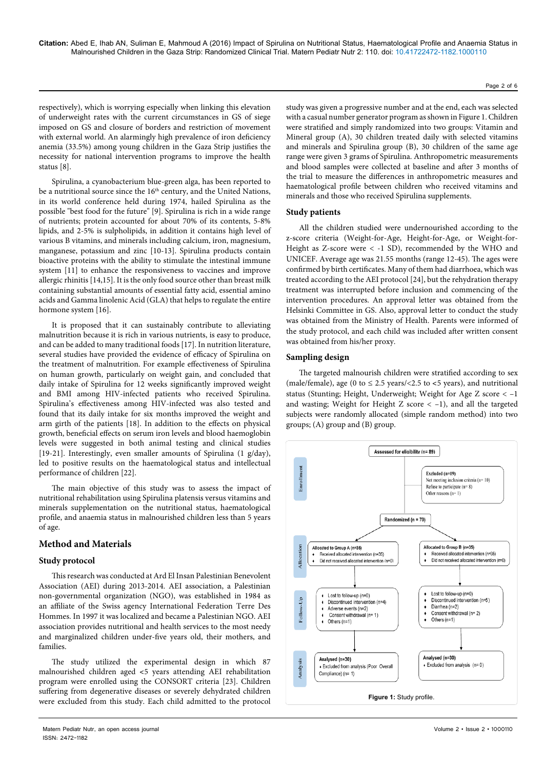respectively), which is worrying especially when linking this elevation of underweight rates with the current circumstances in GS of siege imposed on GS and closure of borders and restriction of movement with external world. An alarmingly high prevalence of iron deficiency anemia (33.5%) among young children in the Gaza Strip justifies the necessity for national intervention programs to improve the health status [8].

Spirulina, a cyanobacterium blue-green alga, has been reported to be a nutritional source since the 16th century, and the United Nations, in its world conference held during 1974, hailed Spirulina as the possible "best food for the future" [9]. Spirulina is rich in a wide range of nutrients; protein accounted for about 70% of its contents, 5-8% lipids, and 2-5% is sulpholipids, in addition it contains high level of various B vitamins, and minerals including calcium, iron, magnesium, manganese, potassium and zinc [10-13]. Spirulina products contain bioactive proteins with the ability to stimulate the intestinal immune system [11] to enhance the responsiveness to vaccines and improve allergic rhinitis [14,15]. It is the only food source other than breast milk containing substantial amounts of essential fatty acid, essential amino acids and Gamma linolenic Acid (GLA) that helps to regulate the entire hormone system [16].

It is proposed that it can sustainably contribute to alleviating malnutrition because it is rich in various nutrients, is easy to produce, and can be added to many traditional foods [17]. In nutrition literature, several studies have provided the evidence of efficacy of Spirulina on the treatment of malnutrition. For example effectiveness of Spirulina on human growth, particularly on weight gain, and concluded that daily intake of Spirulina for 12 weeks significantly improved weight and BMI among HIV-infected patients who received Spirulina. Spirulina's effectiveness among HIV-infected was also tested and found that its daily intake for six months improved the weight and arm girth of the patients [18]. In addition to the effects on physical growth, beneficial effects on serum iron levels and blood haemoglobin levels were suggested in both animal testing and clinical studies [19-21]. Interestingly, even smaller amounts of Spirulina (1 g/day), led to positive results on the haematological status and intellectual performance of children [22].

The main objective of this study was to assess the impact of nutritional rehabilitation using Spirulina platensis versus vitamins and minerals supplementation on the nutritional status, haematological profile, and anaemia status in malnourished children less than 5 years of age.

## Method and Materials

### Study protocol

This research was conducted at Ard El Insan Palestinian Benevolent Association (AEI) during 2013-2014. AEI association, a Palestinian non-governmental organization (NGO), was established in 1984 as an affiliate of the Swiss agency International Federation Terre Des Hommes. In 1997 it was localized and became a Palestinian NGO. AEI association provides nutritional and health services to the most needy and marginalized children under-five years old, their mothers, and families.

The study utilized the experimental design in which 87 malnourished children aged <5 years attending AEI rehabilitation program were enrolled using the CONSORT criteria [23]. Children suffering from degenerative diseases or severely dehydrated children were excluded from this study. Each child admitted to the protocol study was given a progressive number and at the end, each was selected with a casual number generator program as shown in Figure 1. Children were stratified and simply randomized into two groups: Vitamin and Mineral group (A), 30 children treated daily with selected vitamins and minerals and Spirulina group (B), 30 children of the same age range were given 3 grams of Spirulina. Anthropometric measurements and blood samples were collected at baseline and after 3 months of the trial to measure the differences in anthropometric measures and haematological profile between children who received vitamins and minerals and those who received Spirulina supplements.

### Study patients

All the children studied were undernourished according to the z-score criteria (Weight-for-Age, Height-for-Age, or Weight-for-Height as Z-score were < -1 SD), recommended by the WHO and UNICEF. Average age was 21.55 months (range 12-45). The ages were confirmed by birth certificates. Many of them had diarrhoea, which was treated according to the AEI protocol [24], but the rehydration therapy treatment was interrupted before inclusion and commencing of the intervention procedures. An approval letter was obtained from the Helsinki Committee in GS. Also, approval letter to conduct the study was obtained from the Ministry of Health. Parents were informed of the study protocol, and each child was included after written consent was obtained from his/her proxy.

### Sampling design

The targeted malnourish children were stratified according to sex (male/female), age (0 to ≤ 2.5 years/<2.5 to <5 years), and nutritional status (Stunting; Height, Underweight; Weight for Age Z score < −1 and wasting; Weight for Height Z score < −1), and all the targeted subjects were randomly allocated (simple random method) into two groups; (A) group and (B) group.

**Enrollment**

Assessed for eligibility (n= 89)

Excluded (n=19)
- Not meeting inclusion criteria (n= 10)
- Refuse to participate (n= 8)
- Other reasons (n= 1)

Randomized (n = 70)

**Allocation**

Allocated to Group A (n=35)
- Received allocated intervention (n=35)
- Did not received allocated intervention (n=0)

Allocated to Group B (n=35)
- Received allocated intervention (n=35)
- Did not received allocated intervention (n=0)

**Follow-Up**

Group A:
- Lost to follow-up (n=0)
- Discontinued intervention (n=4)
- Adverse events (n=2)
- Consent withdrawal (n= 1)
- Others (n=1)

Group B:
- Lost to follow-up (n=0)
- Discontinued intervention (n=5)
- Diarrhea (n=2)
- Consent withdrawal (n= 2)
- Others (n=1)

**Analysis**

Analysed (n=30)
- Excluded from analysis (Poor Overall Compliance) (n= 1)

Analysed (n=30)
- Excluded from analysis (n= 0)

**Figure 1:** Study profile.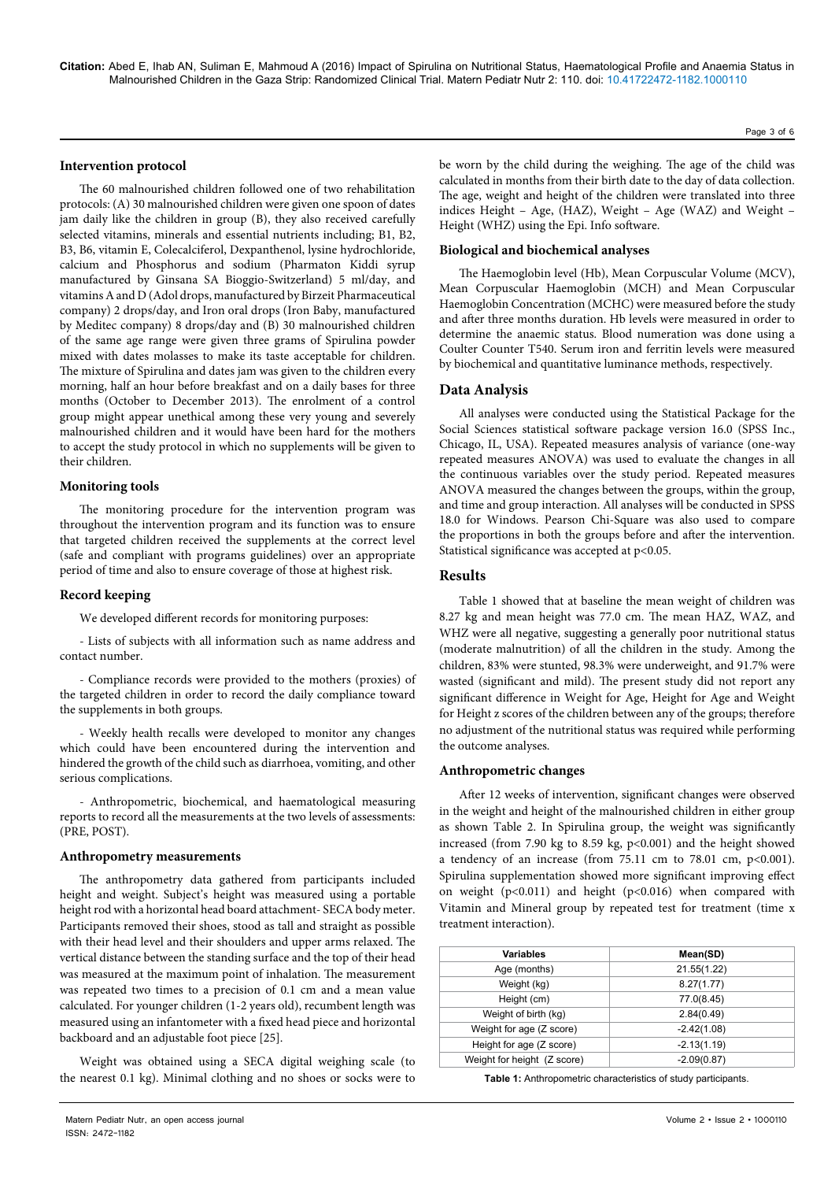### Intervention protocol

The 60 malnourished children followed one of two rehabilitation protocols: (A) 30 malnourished children were given one spoon of dates jam daily like the children in group (B), they also received carefully selected vitamins, minerals and essential nutrients including; B1, B2, B3, B6, vitamin E, Colecalciferol, Dexpanthenol, lysine hydrochloride, calcium and Phosphorus and sodium (Pharmaton Kiddi syrup manufactured by Ginsana SA Bioggio-Switzerland) 5 ml/day, and vitamins A and D (Adol drops, manufactured by Birzeit Pharmaceutical company) 2 drops/day, and Iron oral drops (Iron Baby, manufactured by Meditec company) 8 drops/day and (B) 30 malnourished children of the same age range were given three grams of Spirulina powder mixed with dates molasses to make its taste acceptable for children. The mixture of Spirulina and dates jam was given to the children every morning, half an hour before breakfast and on a daily bases for three months (October to December 2013). The enrolment of a control group might appear unethical among these very young and severely malnourished children and it would have been hard for the mothers to accept the study protocol in which no supplements will be given to their children.

### Monitoring tools

The monitoring procedure for the intervention program was throughout the intervention program and its function was to ensure that targeted children received the supplements at the correct level (safe and compliant with programs guidelines) over an appropriate period of time and also to ensure coverage of those at highest risk.

### Record keeping

We developed different records for monitoring purposes:

- Lists of subjects with all information such as name address and contact number.

- Compliance records were provided to the mothers (proxies) of the targeted children in order to record the daily compliance toward the supplements in both groups.

- Weekly health recalls were developed to monitor any changes which could have been encountered during the intervention and hindered the growth of the child such as diarrhoea, vomiting, and other serious complications.

- Anthropometric, biochemical, and haematological measuring reports to record all the measurements at the two levels of assessments: (PRE, POST).

### Anthropometry measurements

The anthropometry data gathered from participants included height and weight. Subject's height was measured using a portable height rod with a horizontal head board attachment- SECA body meter. Participants removed their shoes, stood as tall and straight as possible with their head level and their shoulders and upper arms relaxed. The vertical distance between the standing surface and the top of their head was measured at the maximum point of inhalation. The measurement was repeated two times to a precision of 0.1 cm and a mean value calculated. For younger children (1-2 years old), recumbent length was measured using an infantometer with a fixed head piece and horizontal backboard and an adjustable foot piece [25].

Weight was obtained using a SECA digital weighing scale (to the nearest 0.1 kg). Minimal clothing and no shoes or socks were to be worn by the child during the weighing. The age of the child was calculated in months from their birth date to the day of data collection. The age, weight and height of the children were translated into three indices Height – Age, (HAZ), Weight – Age (WAZ) and Weight – Height (WHZ) using the Epi. Info software.

### Biological and biochemical analyses

The Haemoglobin level (Hb), Mean Corpuscular Volume (MCV), Mean Corpuscular Haemoglobin (MCH) and Mean Corpuscular Haemoglobin Concentration (MCHC) were measured before the study and after three months duration. Hb levels were measured in order to determine the anaemic status. Blood numeration was done using a Coulter Counter T540. Serum iron and ferritin levels were measured by biochemical and quantitative luminance methods, respectively.

## Data Analysis

All analyses were conducted using the Statistical Package for the Social Sciences statistical software package version 16.0 (SPSS Inc., Chicago, IL, USA). Repeated measures analysis of variance (one-way repeated measures ANOVA) was used to evaluate the changes in all the continuous variables over the study period. Repeated measures ANOVA measured the changes between the groups, within the group, and time and group interaction. All analyses will be conducted in SPSS 18.0 for Windows. Pearson Chi-Square was also used to compare the proportions in both the groups before and after the intervention. Statistical significance was accepted at $p<0.05$.

## Results

Table 1 showed that at baseline the mean weight of children was 8.27 kg and mean height was 77.0 cm. The mean HAZ, WAZ, and WHZ were all negative, suggesting a generally poor nutritional status (moderate malnutrition) of all the children in the study. Among the children, 83% were stunted, 98.3% were underweight, and 91.7% were wasted (significant and mild). The present study did not report any significant difference in Weight for Age, Height for Age and Weight for Height z scores of the children between any of the groups; therefore no adjustment of the nutritional status was required while performing the outcome analyses.

### Anthropometric changes

After 12 weeks of intervention, significant changes were observed in the weight and height of the malnourished children in either group as shown Table 2. In Spirulina group, the weight was significantly increased (from 7.90 kg to 8.59 kg, $p<0.001$) and the height showed a tendency of an increase (from 75.11 cm to 78.01 cm, $p<0.001$). Spirulina supplementation showed more significant improving effect on weight ($p<0.011$) and height ($p<0.016$) when compared with Vitamin and Mineral group by repeated test for treatment (time x treatment interaction).

| Variables | Mean(SD) |
|---|---|
| Age (months) | 21.55(1.22) |
| Weight (kg) | 8.27(1.77) |
| Height (cm) | 77.0(8.45) |
| Weight of birth (kg) | 2.84(0.49) |
| Weight for age (Z score) | -2.42(1.08) |
| Height for age (Z score) | -2.13(1.19) |
| Weight for height (Z score) | -2.09(0.87) |

**Table 1:** Anthropometric characteristics of study participants.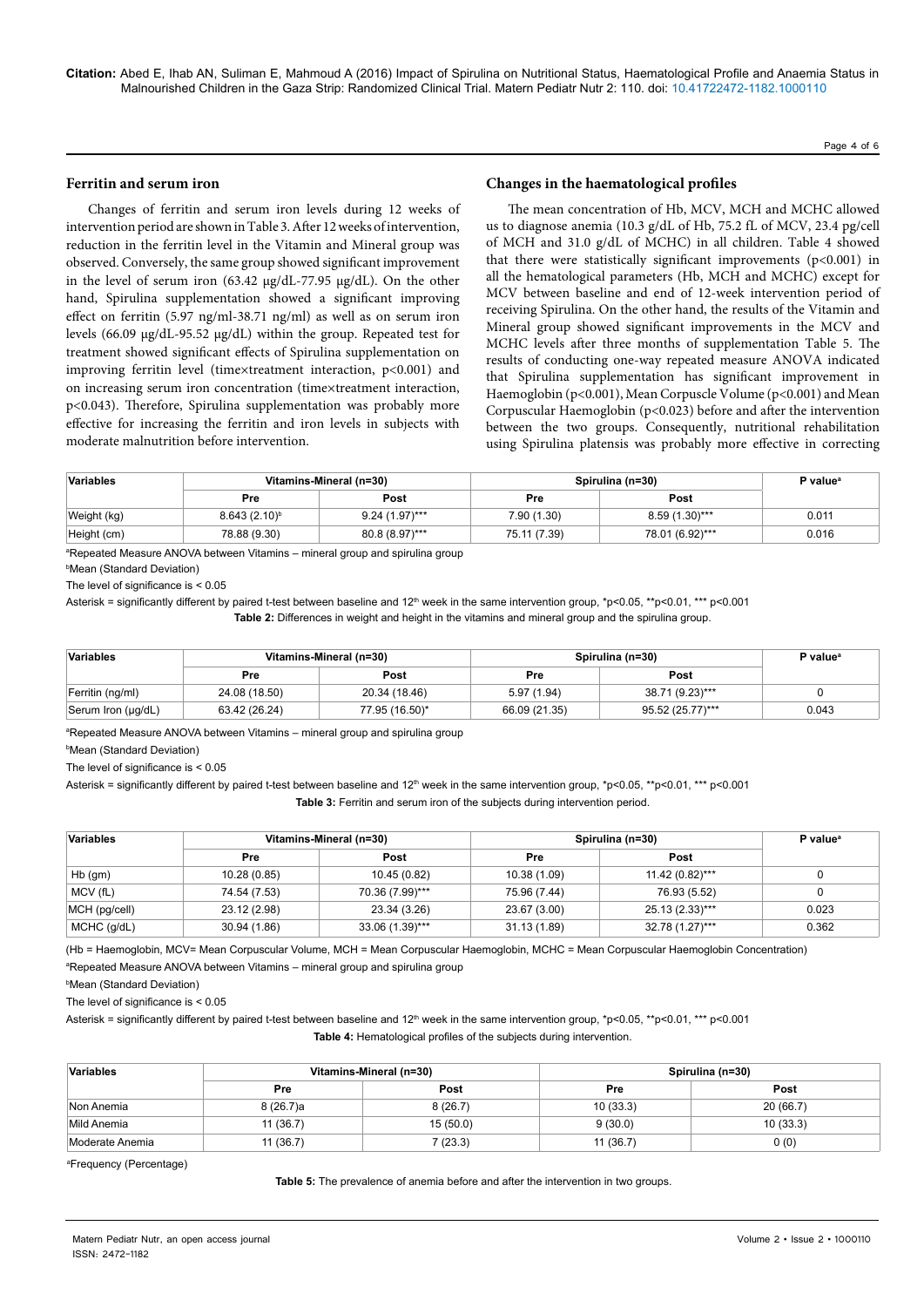## Ferritin and serum iron

Changes of ferritin and serum iron levels during 12 weeks of intervention period are shown in Table 3. After 12 weeks of intervention, reduction in the ferritin level in the Vitamin and Mineral group was observed. Conversely, the same group showed significant improvement in the level of serum iron (63.42 μg/dL-77.95 μg/dL). On the other hand, Spirulina supplementation showed a significant improving effect on ferritin (5.97 ng/ml-38.71 ng/ml) as well as on serum iron levels (66.09 μg/dL-95.52 μg/dL) within the group. Repeated test for treatment showed significant effects of Spirulina supplementation on improving ferritin level (time×treatment interaction, $p<0.001$) and on increasing serum iron concentration (time×treatment interaction, $p<0.043$). Therefore, Spirulina supplementation was probably more effective for increasing the ferritin and iron levels in subjects with moderate malnutrition before intervention.

## Changes in the haematological profiles

The mean concentration of Hb, MCV, MCH and MCHC allowed us to diagnose anemia (10.3 g/dL of Hb, 75.2 fL of MCV, 23.4 pg/cell of MCH and 31.0 g/dL of MCHC) in all children. Table 4 showed that there were statistically significant improvements ($p<0.001$) in all the hematological parameters (Hb, MCH and MCHC) except for MCV between baseline and end of 12-week intervention period of receiving Spirulina. On the other hand, the results of the Vitamin and Mineral group showed significant improvements in the MCV and MCHC levels after three months of supplementation Table 5. The results of conducting one-way repeated measure ANOVA indicated that Spirulina supplementation has significant improvement in Haemoglobin ($p<0.001$), Mean Corpuscle Volume ($p<0.001$) and Mean Corpuscular Haemoglobin ($p<0.023$) before and after the intervention between the two groups. Consequently, nutritional rehabilitation using Spirulina platensis was probably more effective in correcting

| Variables | Vitamins-Mineral (n=30) | | Spirulina (n=30) | | P value[a] |
|---|---|---|---|---|---|
| | Pre | Post | Pre | Post | |
| Weight (kg) | 8.643 (2.10)[b] | 9.24 (1.97)*** | 7.90 (1.30) | 8.59 (1.30)*** | 0.011 |
| Height (cm) | 78.88 (9.30) | 80.8 (8.97)*** | 75.11 (7.39) | 78.01 (6.92)*** | 0.016 |

[a]Repeated Measure ANOVA between Vitamins – mineral group and spirulina group

[b]Mean (Standard Deviation)

The level of significance is < 0.05

Asterisk = significantly different by paired t-test between baseline and 12th week in the same intervention group, *p<0.05, **p<0.01, *** p<0.001

**Table 2:** Differences in weight and height in the vitamins and mineral group and the spirulina group.

| Variables | Vitamins-Mineral (n=30) | | Spirulina (n=30) | | P value[a] |
|---|---|---|---|---|---|
| | Pre | Post | Pre | Post | |
| Ferritin (ng/ml) | 24.08 (18.50) | 20.34 (18.46) | 5.97 (1.94) | 38.71 (9.23)*** | 0 |
| Serum Iron (μg/dL) | 63.42 (26.24) | 77.95 (16.50)* | 66.09 (21.35) | 95.52 (25.77)*** | 0.043 |

[a]Repeated Measure ANOVA between Vitamins – mineral group and spirulina group

[b]Mean (Standard Deviation)

The level of significance is < 0.05

Asterisk = significantly different by paired t-test between baseline and 12th week in the same intervention group, *p<0.05, **p<0.01, *** p<0.001

**Table 3:** Ferritin and serum iron of the subjects during intervention period.

| Variables | Vitamins-Mineral (n=30) | | Spirulina (n=30) | | P value[a] |
|---|---|---|---|---|---|
| | Pre | Post | Pre | Post | |
| Hb (gm) | 10.28 (0.85) | 10.45 (0.82) | 10.38 (1.09) | 11.42 (0.82)*** | 0 |
| MCV (fL) | 74.54 (7.53) | 70.36 (7.99)*** | 75.96 (7.44) | 76.93 (5.52) | 0 |
| MCH (pg/cell) | 23.12 (2.98) | 23.34 (3.26) | 23.67 (3.00) | 25.13 (2.33)*** | 0.023 |
| MCHC (g/dL) | 30.94 (1.86) | 33.06 (1.39)*** | 31.13 (1.89) | 32.78 (1.27)*** | 0.362 |

(Hb = Haemoglobin, MCV= Mean Corpuscular Volume, MCH = Mean Corpuscular Haemoglobin, MCHC = Mean Corpuscular Haemoglobin Concentration)

[a]Repeated Measure ANOVA between Vitamins – mineral group and spirulina group

[b]Mean (Standard Deviation)

The level of significance is < 0.05

Asterisk = significantly different by paired t-test between baseline and 12th week in the same intervention group, *p<0.05, **p<0.01, *** p<0.001

**Table 4:** Hematological profiles of the subjects during intervention.

| Variables | Vitamins-Mineral (n=30) | | Spirulina (n=30) | |
|---|---|---|---|---|
| | Pre | Post | Pre | Post |
| Non Anemia | 8 (26.7)a | 8 (26.7) | 10 (33.3) | 20 (66.7) |
| Mild Anemia | 11 (36.7) | 15 (50.0) | 9 (30.0) | 10 (33.3) |
| Moderate Anemia | 11 (36.7) | 7 (23.3) | 11 (36.7) | 0 (0) |

[a]Frequency (Percentage)

**Table 5:** The prevalence of anemia before and after the intervention in two groups.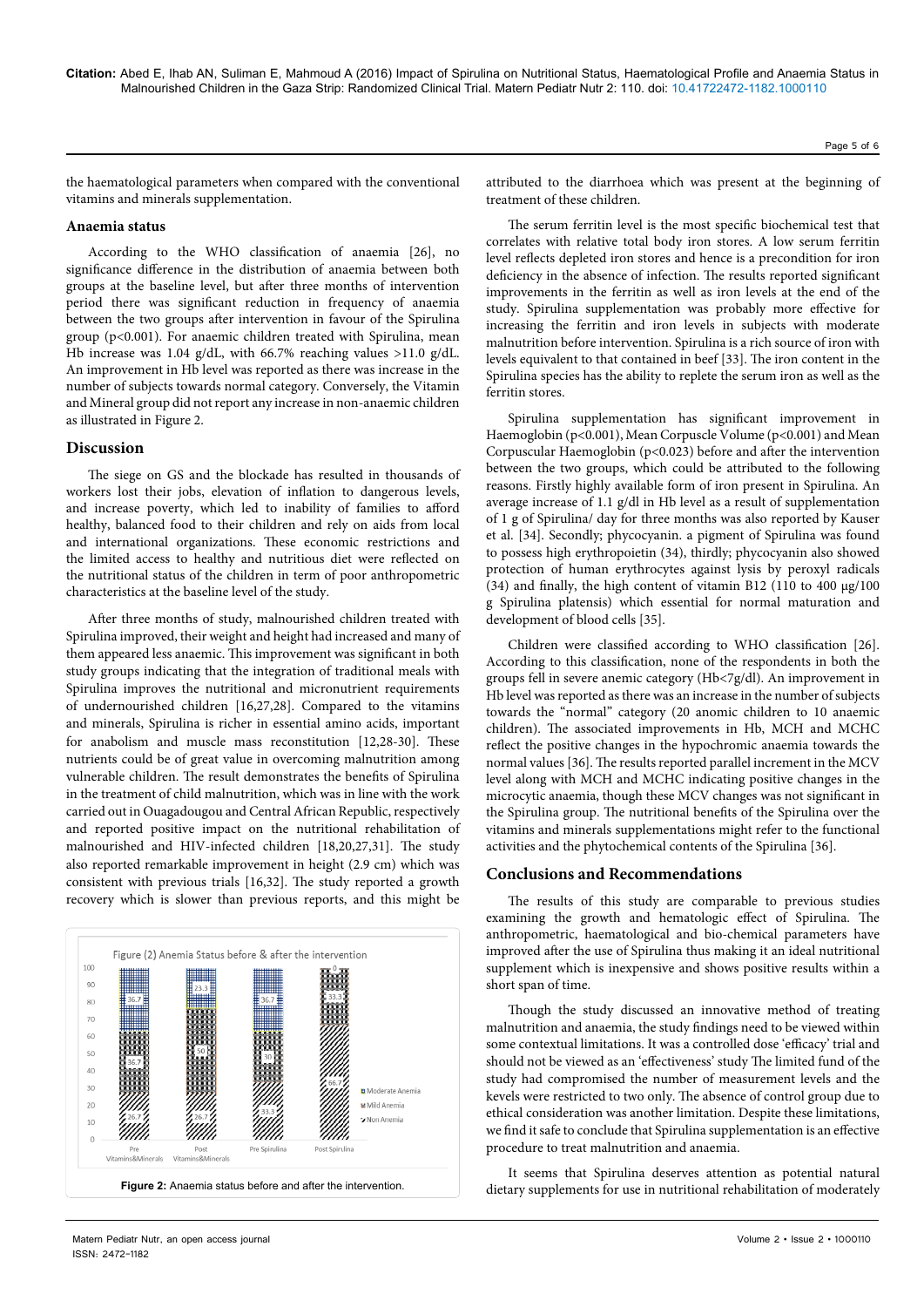the haematological parameters when compared with the conventional vitamins and minerals supplementation.

### Anaemia status

According to the WHO classification of anaemia [26], no significance difference in the distribution of anaemia between both groups at the baseline level, but after three months of intervention period there was significant reduction in frequency of anaemia between the two groups after intervention in favour of the Spirulina group (p<0.001). For anaemic children treated with Spirulina, mean Hb increase was 1.04 g/dL, with 66.7% reaching values >11.0 g/dL. An improvement in Hb level was reported as there was increase in the number of subjects towards normal category. Conversely, the Vitamin and Mineral group did not report any increase in non-anaemic children as illustrated in Figure 2.

## Discussion

The siege on GS and the blockade has resulted in thousands of workers lost their jobs, elevation of inflation to dangerous levels, and increase poverty, which led to inability of families to afford healthy, balanced food to their children and rely on aids from local and international organizations. These economic restrictions and the limited access to healthy and nutritious diet were reflected on the nutritional status of the children in term of poor anthropometric characteristics at the baseline level of the study.

After three months of study, malnourished children treated with Spirulina improved, their weight and height had increased and many of them appeared less anaemic. This improvement was significant in both study groups indicating that the integration of traditional meals with Spirulina improves the nutritional and micronutrient requirements of undernourished children [16,27,28]. Compared to the vitamins and minerals, Spirulina is richer in essential amino acids, important for anabolism and muscle mass reconstitution [12,28-30]. These nutrients could be of great value in overcoming malnutrition among vulnerable children. The result demonstrates the benefits of Spirulina in the treatment of child malnutrition, which was in line with the work carried out in Ouagadougou and Central African Republic, respectively and reported positive impact on the nutritional rehabilitation of malnourished and HIV-infected children [18,20,27,31]. The study also reported remarkable improvement in height (2.9 cm) which was consistent with previous trials [16,32]. The study reported a growth recovery which is slower than previous reports, and this might be attributed to the diarrhoea which was present at the beginning of treatment of these children.

Figure 2: Anaemia status before and after the intervention.

The serum ferritin level is the most specific biochemical test that correlates with relative total body iron stores. A low serum ferritin level reflects depleted iron stores and hence is a precondition for iron deficiency in the absence of infection. The results reported significant improvements in the ferritin as well as iron levels at the end of the study. Spirulina supplementation was probably more effective for increasing the ferritin and iron levels in subjects with moderate malnutrition before intervention. Spirulina is a rich source of iron with levels equivalent to that contained in beef [33]. The iron content in the Spirulina species has the ability to replete the serum iron as well as the ferritin stores.

Spirulina supplementation has significant improvement in Haemoglobin (p<0.001), Mean Corpusle Volume (p<0.001) and Mean Corpuscular Haemoglobin (p<0.023) before and after the intervention between the two groups, which could be attributed to the following reasons. Firstly highly available form of iron present in Spirulina. An average increase of 1.1 g/dl in Hb level as a result of supplementation of 1 g of Spirulina/ day for three months was also reported by Kauser et al. [34]. Secondly; phycocyanin. a pigment of Spirulina was found to possess high erythropoietin (34), thirdly; phycocyanin also showed protection of human erythrocytes against lysis by peroxyl radicals (34) and finally, the high content of vitamin B12 (110 to 400 µg/100 g Spirulina platensis) which essential for normal maturation and development of blood cells [35].

Children were classified according to WHO classification [26]. According to this classification, none of the respondents in both the groups fell in severe anemic category (Hb<7g/dl). An improvement in Hb level was reported as there was an increase in the number of subjects towards the "normal" category (20 anomic children to 10 anaemic children). The associated improvements in Hb, MCH and MCHC reflect the positive changes in the hypochromic anaemia towards the normal values [36]. The results reported parallel increment in the MCV level along with MCH and MCHC indicating positive changes in the microcytic anaemia, though these MCV changes was not significant in the Spirulina group. The nutritional benefits of the Spirulina over the vitamins and minerals supplementations might refer to the functional activities and the phytochemical contents of the Spirulina [36].

## Conclusions and Recommendations

The results of this study are comparable to previous studies examining the growth and hematologic effect of Spirulina. The anthropometric, haematological and bio-chemical parameters have improved after the use of Spirulina thus making it an ideal nutritional supplement which is inexpensive and shows positive results within a short span of time.

Though the study discussed an innovative method of treating malnutrition and anaemia, the study findings need to be viewed within some contextual limitations. It was a controlled dose 'efficacy' trial and should not be viewed as an 'effectiveness' study The limited fund of the study had compromised the number of measurement levels and the kevels were restricted to two only. The absence of control group due to ethical consideration was another limitation. Despite these limitations, we find it safe to conclude that Spirulina supplementation is an effective procedure to treat malnutrition and anaemia.

It seems that Spirulina deserves attention as potential natural dietary supplements for use in nutritional rehabilitation of moderately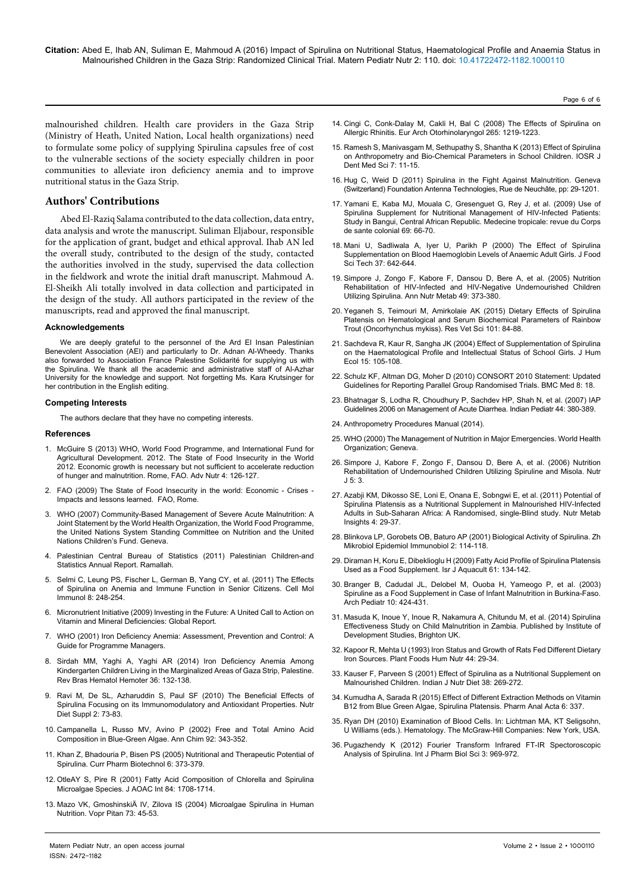malnourished children. Health care providers in the Gaza Strip (Ministry of Heath, United Nation, Local health organizations) need to formulate some policy of supplying Spirulina capsules free of cost to the vulnerable sections of the society especially children in poor communities to alleviate iron deficiency anemia and to improve nutritional status in the Gaza Strip.

## Authors' Contributions

Abed El-Raziq Salama contributed to the data collection, data entry, data analysis and wrote the manuscript. Suliman Eljabour, responsible for the application of grant, budget and ethical approval. Ihab AN led the overall study, contributed to the design of the study, contacted the authorities involved in the study, supervised the data collection in the fieldwork and wrote the initial draft manuscript. Mahmoud A. El-Sheikh Ali totally involved in data collection and participated in the design of the study. All authors participated in the review of the manuscripts, read and approved the final manuscript.

### Acknowledgements

We are deeply grateful to the personnel of the Ard El Insan Palestinian Benevolent Association (AEI) and particularly to Dr. Adnan Al-Wheedy. Thanks also forwarded to Association France Palestine Solidarité for supplying us with the Spirulina. We thank all the academic and administrative staff of Al-Azhar University for the knowledge and support. Not forgetting Ms. Kara Krutsinger for her contribution in the English editing.

### Competing Interests

The authors declare that they have no competing interests.

### References

1. McGuire S (2013) WHO, World Food Programme, and International Fund for Agricultural Development. 2012. The State of Food Insecurity in the World 2012. Economic growth is necessary but not sufficient to accelerate reduction of hunger and malnutrition. Rome, FAO. Adv Nutr 4: 126-127.
2. FAO (2009) The State of Food Insecurity in the world: Economic - Crises - Impacts and lessons learned. FAO, Rome.
3. WHO (2007) Community-Based Management of Severe Acute Malnutrition: A Joint Statement by the World Health Organization, the World Food Programme, the United Nations System Standing Committee on Nutrition and the United Nations Children's Fund. Geneva.
4. Palestinian Central Bureau of Statistics (2011) Palestinian Children-and Statistics Annual Report. Ramallah.
5. Selmi C, Leung PS, Fischer L, German B, Yang CY, et al. (2011) The Effects of Spirulina on Anemia and Immune Function in Senior Citizens. Cell Mol Immunol 8: 248-254.
6. Micronutrient Initiative (2009) Investing in the Future: A United Call to Action on Vitamin and Mineral Deficiencies: Global Report.
7. WHO (2001) Iron Deficiency Anemia: Assessment, Prevention and Control: A Guide for Programme Managers.
8. Sirdah MM, Yaghi A, Yaghi AR (2014) Iron Deficiency Anemia Among Kindergarten Children Living in the Marginalized Areas of Gaza Strip, Palestine. Rev Bras Hematol Hemoter 36: 132-138.
9. Ravi M, De SL, Azharuddin S, Paul SF (2010) The Beneficial Effects of Spirulina Focusing on its Immunomodulatory and Antioxidant Properties. Nutr Diet Suppl 2: 73-83.
10. Campanella L, Russo MV, Avino P (2002) Free and Total Amino Acid Composition in Blue-Green Algae. Ann Chim 92: 343-352.
11. Khan Z, Bhadouria P, Bisen PS (2005) Nutritional and Therapeutic Potential of Spirulina. Curr Pharm Biotechnol 6: 373-379.
12. OtleAY S, Pire R (2001) Fatty Acid Composition of Chlorella and Spirulina Microalgae Species. J AOAC Int 84: 1708-1714.
13. Mazo VK, GmoshinskiĂ IV, Zilova IS (2004) Microalgae Spirulina in Human Nutrition. Vopr Pitan 73: 45-53.
14. Cingi C, Conk-Dalay M, Cakli H, Bal C (2008) The Effects of Spirulina on Allergic Rhinitis. Eur Arch Otorhinolaryngol 265: 1219-1223.
15. Ramesh S, Manivasgam M, Sethupathy S, Shantha K (2013) Effect of Spirulina on Anthropometry and Bio-Chemical Parameters in School Children. IOSR J Dent Med Sci 7: 11-15.
16. Hug C, Weid D (2011) Spirulina in the Fight Against Malnutrition. Geneva (Switzerland) Foundation Antenna Technologies, Rue de Neuchâte, pp: 29-1201.
17. Yamani E, Kaba MJ, Mouala C, Gresenguet G, Rey J, et al. (2009) Use of Spirulina Supplement for Nutritional Management of HIV-Infected Patients: Study in Bangui, Central African Republic. Medecine tropicale: revue du Corps de sante colonial 69: 66-70.
18. Mani U, Sadliwala A, Iyer U, Parikh P (2000) The Effect of Spirulina Supplementation on Blood Haemoglobin Levels of Anaemic Adult Girls. J Food Sci Tech 37: 642-644.
19. Simpore J, Zongo F, Kabore F, Dansou D, Bere A, et al. (2005) Nutrition Rehabilitation of HIV-Infected and HIV-Negative Undernourished Children Utilizing Spirulina. Ann Nutr Metab 49: 373-380.
20. Yeganeh S, Teimouri M, Amirkolaie AK (2015) Dietary Effects of Spirulina Platensis on Hematological and Serum Biochemical Parameters of Rainbow Trout (Oncorhynchus mykiss). Res Vet Sci 101: 84-88.
21. Sachdeva R, Kaur R, Sangha JK (2004) Effect of Supplementation of Spirulina on the Haematological Profile and Intellectual Status of School Girls. J Hum Ecol 15: 105-108.
22. Schulz KF, Altman DG, Moher D (2010) CONSORT 2010 Statement: Updated Guidelines for Reporting Parallel Group Randomised Trials. BMC Med 8: 18.
23. Bhatnagar S, Lodha R, Choudhury P, Sachdev HP, Shah N, et al. (2007) IAP Guidelines 2006 on Management of Acute Diarrhea. Indian Pediatr 44: 380-389.
24. Anthropometry Procedures Manual (2014).
25. WHO (2000) The Management of Nutrition in Major Emergencies. World Health Organization; Geneva.
26. Simpore J, Kabore F, Zongo F, Dansou D, Bere A, et al. (2006) Nutrition Rehabilitation of Undernourished Children Utilizing Spiruline and Misola. Nutr J 5: 3.
27. Azabji KM, Dikosso SE, Loni E, Onana E, Sobngwi E, et al. (2011) Potential of Spirulina Platensis as a Nutritional Supplement in Malnourished HIV-Infected Adults in Sub-Saharan Africa: A Randomised, single-Blind study. Nutr Metab Insights 4: 29-37.
28. Blinkova LP, Gorobets OB, Baturo AP (2001) Biological Activity of Spirulina. Zh Mikrobiol Epidemiol Immunobiol 2: 114-118.
29. Diraman H, Koru E, Dibeklioglu H (2009) Fatty Acid Profile of Spirulina Platensis Used as a Food Supplement. Isr J Aquacult 61: 134-142.
30. Branger B, Cadudal JL, Delobel M, Ouoba H, Yameogo P, et al. (2003) Spiruline as a Food Supplement in Case of Infant Malnutrition in Burkina-Faso. Arch Pediatr 10: 424-431.
31. Masuda K, Inoue Y, Inoue R, Nakamura A, Chitundu M, et al. (2014) Spirulina Effectiveness Study on Child Malnutrition in Zambia. Published by Institute of Development Studies, Brighton UK.
32. Kapoor R, Mehta U (1993) Iron Status and Growth of Rats Fed Different Dietary Iron Sources. Plant Foods Hum Nutr 44: 29-34.
33. Kauser F, Parveen S (2001) Effect of Spirulina as a Nutritional Supplement on Malnourished Children. Indian J Nutr Diet 38: 269-272.
34. Kumudha A, Sarada R (2015) Effect of Different Extraction Methods on Vitamin B12 from Blue Green Algae, Spirulina Platensis. Pharm Anal Acta 6: 337.
35. Ryan DH (2010) Examination of Blood Cells. In: Lichtman MA, KT Seligsohn, U Williams (eds.). Hematology. The McGraw-Hill Companies: New York, USA.
36. Pugazhendy K (2012) Fourier Transform Infrared FT-IR Spectroscopic Analysis of Spirulina. Int J Pharm Biol Sci 3: 969-972.